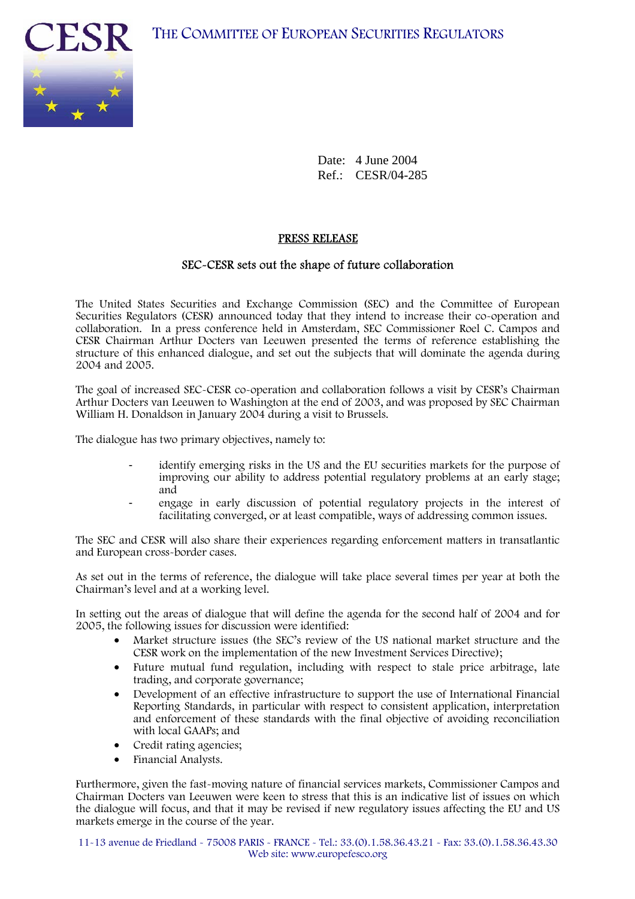# The Committee of European Securities Regulators

Date: 4 June 2004
Ref.: CESR/04-285

## PRESS RELEASE

### SEC-CESR sets out the shape of future collaboration

The United States Securities and Exchange Commission (SEC) and the Committee of European Securities Regulators (CESR) announced today that they intend to increase their co-operation and collaboration. In a press conference held in Amsterdam, SEC Commissioner Roel C. Campos and CESR Chairman Arthur Docters van Leeuwen presented the terms of reference establishing the structure of this enhanced dialogue, and set out the subjects that will dominate the agenda during 2004 and 2005.

The goal of increased SEC-CESR co-operation and collaboration follows a visit by CESR's Chairman Arthur Docters van Leeuwen to Washington at the end of 2003, and was proposed by SEC Chairman William H. Donaldson in January 2004 during a visit to Brussels.

The dialogue has two primary objectives, namely to:

- identify emerging risks in the US and the EU securities markets for the purpose of improving our ability to address potential regulatory problems at an early stage; and
- engage in early discussion of potential regulatory projects in the interest of facilitating converged, or at least compatible, ways of addressing common issues.

The SEC and CESR will also share their experiences regarding enforcement matters in transatlantic and European cross-border cases.

As set out in the terms of reference, the dialogue will take place several times per year at both the Chairman's level and at a working level.

In setting out the areas of dialogue that will define the agenda for the second half of 2004 and for 2005, the following issues for discussion were identified:

- Market structure issues (the SEC's review of the US national market structure and the CESR work on the implementation of the new Investment Services Directive);
- Future mutual fund regulation, including with respect to stale price arbitrage, late trading, and corporate governance;
- Development of an effective infrastructure to support the use of International Financial Reporting Standards, in particular with respect to consistent application, interpretation and enforcement of these standards with the final objective of avoiding reconciliation with local GAAPs; and
- Credit rating agencies;
- Financial Analysts.

Furthermore, given the fast-moving nature of financial services markets, Commissioner Campos and Chairman Docters van Leeuwen were keen to stress that this is an indicative list of issues on which the dialogue will focus, and that it may be revised if new regulatory issues affecting the EU and US markets emerge in the course of the year.

11-13 avenue de Friedland - 75008 PARIS - FRANCE - Tel.: 33.(0).1.58.36.43.21 - Fax: 33.(0).1.58.36.43.30
Web site: www.europefesco.org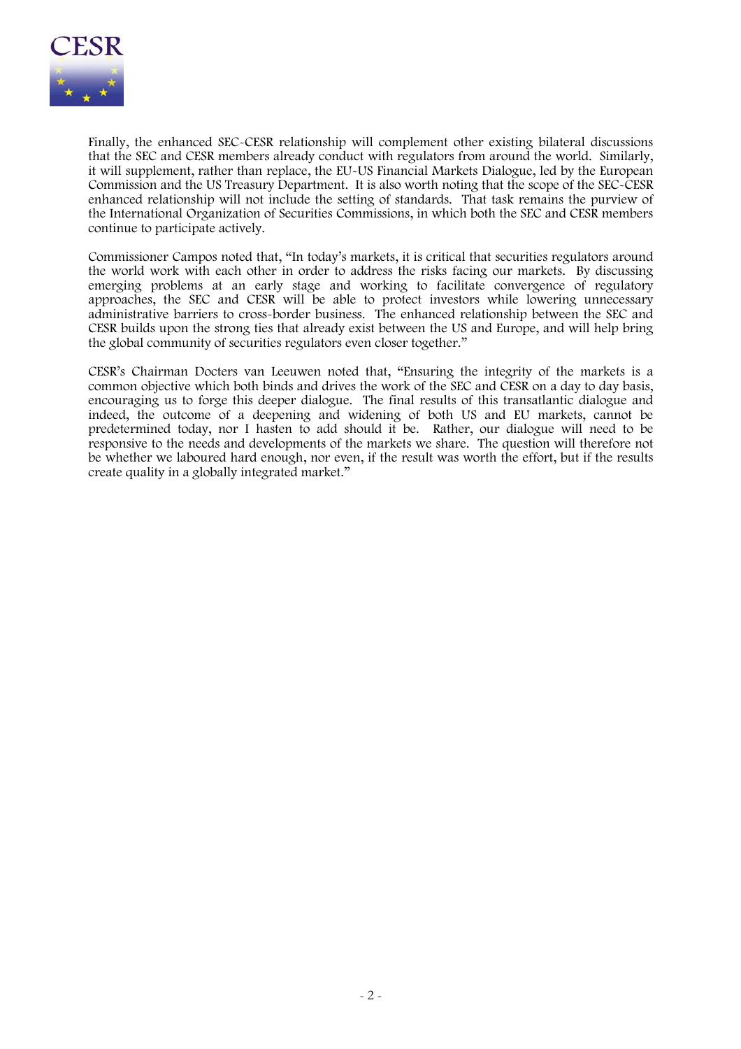Finally, the enhanced SEC-CESR relationship will complement other existing bilateral discussions that the SEC and CESR members already conduct with regulators from around the world. Similarly, it will supplement, rather than replace, the EU-US Financial Markets Dialogue, led by the European Commission and the US Treasury Department. It is also worth noting that the scope of the SEC-CESR enhanced relationship will not include the setting of standards. That task remains the purview of the International Organization of Securities Commissions, in which both the SEC and CESR members continue to participate actively.

Commissioner Campos noted that, "In today's markets, it is critical that securities regulators around the world work with each other in order to address the risks facing our markets. By discussing emerging problems at an early stage and working to facilitate convergence of regulatory approaches, the SEC and CESR will be able to protect investors while lowering unnecessary administrative barriers to cross-border business. The enhanced relationship between the SEC and CESR builds upon the strong ties that already exist between the US and Europe, and will help bring the global community of securities regulators even closer together."

CESR's Chairman Docters van Leeuwen noted that, "Ensuring the integrity of the markets is a common objective which both binds and drives the work of the SEC and CESR on a day to day basis, encouraging us to forge this deeper dialogue. The final results of this transatlantic dialogue and indeed, the outcome of a deepening and widening of both US and EU markets, cannot be predetermined today, nor I hasten to add should it be. Rather, our dialogue will need to be responsive to the needs and developments of the markets we share. The question will therefore not be whether we laboured hard enough, nor even, if the result was worth the effort, but if the results create quality in a globally integrated market."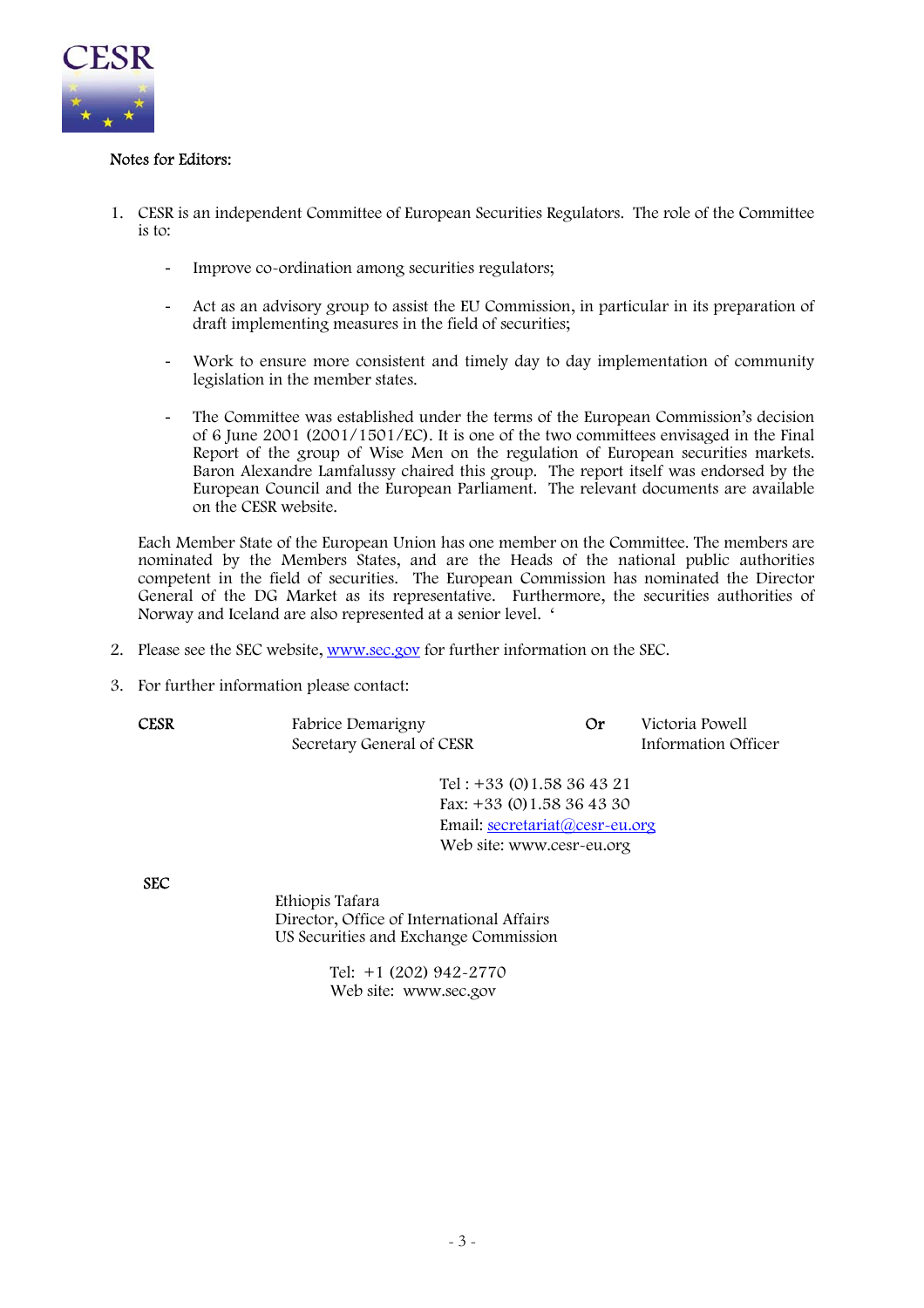Notes for Editors:

1. CESR is an independent Committee of European Securities Regulators. The role of the Committee is to:

   - Improve co-ordination among securities regulators;

   - Act as an advisory group to assist the EU Commission, in particular in its preparation of draft implementing measures in the field of securities;

   - Work to ensure more consistent and timely day to day implementation of community legislation in the member states.

   - The Committee was established under the terms of the European Commission's decision of 6 June 2001 (2001/1501/EC). It is one of the two committees envisaged in the Final Report of the group of Wise Men on the regulation of European securities markets. Baron Alexandre Lamfalussy chaired this group. The report itself was endorsed by the European Council and the European Parliament. The relevant documents are available on the CESR website.

   Each Member State of the European Union has one member on the Committee. The members are nominated by the Members States, and are the Heads of the national public authorities competent in the field of securities. The European Commission has nominated the Director General of the DG Market as its representative. Furthermore, the securities authorities of Norway and Iceland are also represented at a senior level. '

2. Please see the SEC website, www.sec.gov for further information on the SEC.

3. For further information please contact:

**CESR**

Fabrice Demarigny
Secretary General of CESR

**Or**

Victoria Powell
Information Officer

Tel : +33 (0)1.58 36 43 21
Fax: +33 (0)1.58 36 43 30
Email: secretariat@cesr-eu.org
Web site: www.cesr-eu.org

**SEC**

Ethiopis Tafara
Director, Office of International Affairs
US Securities and Exchange Commission

Tel: +1 (202) 942-2770
Web site: www.sec.gov